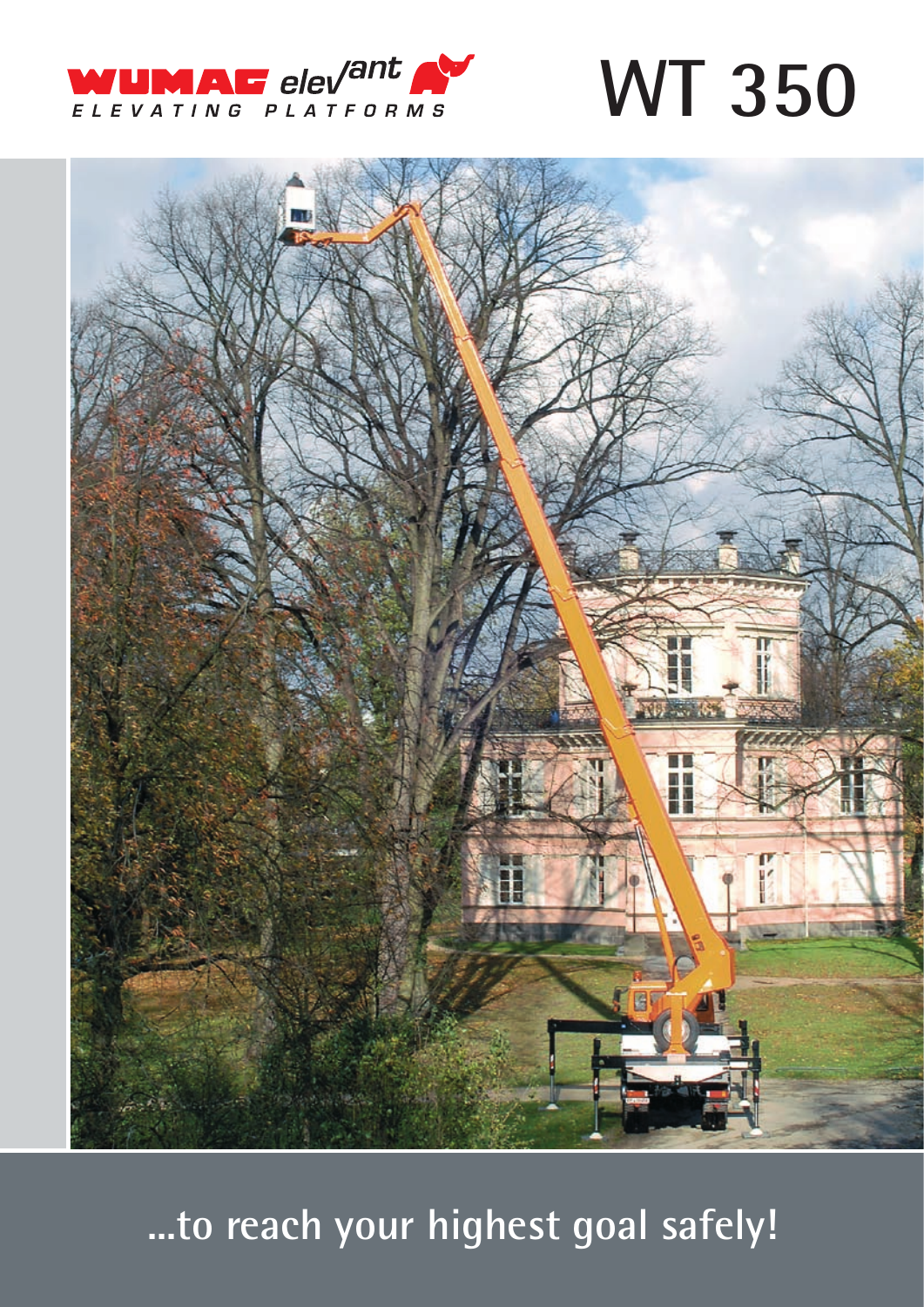WUMAG elevant

ELEVATING PLATFORMS

# WT 350

## ...to reach your highest goal safely!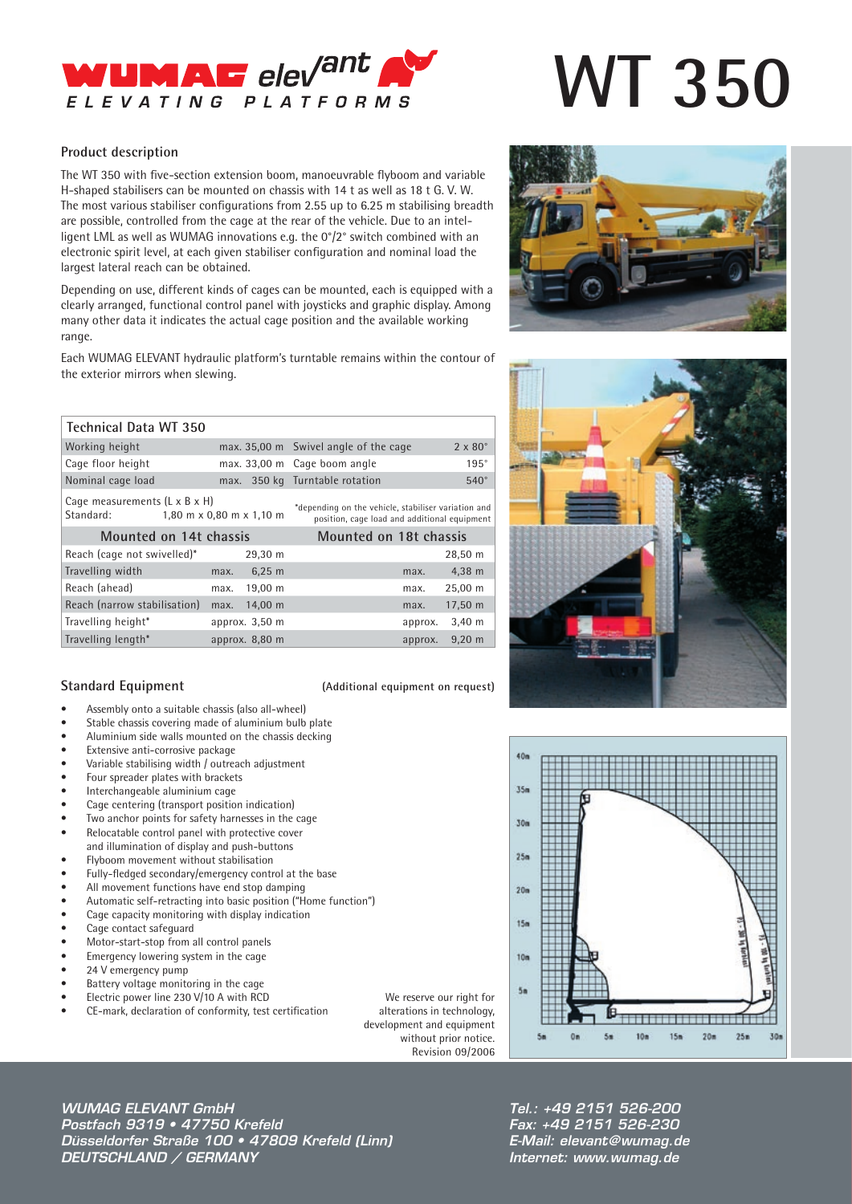# WT 350

WUMAG elevant
ELEVATING PLATFORMS

### Product description

The WT 350 with five-section extension boom, manoeuvrable flyboom and variable H-shaped stabilisers can be mounted on chassis with 14 t as well as 18 t G. V. W. The most various stabiliser configurations from 2.55 up to 6.25 m stabilising breadth are possible, controlled from the cage at the rear of the vehicle. Due to an intelligent LML as well as WUMAG innovations e.g. the 0°/2° switch combined with an electronic spirit level, at each given stabiliser configuration and nominal load the largest lateral reach can be obtained.

Depending on use, different kinds of cages can be mounted, each is equipped with a clearly arranged, functional control panel with joysticks and graphic display. Among many other data it indicates the actual cage position and the available working range.

Each WUMAG ELEVANT hydraulic platform's turntable remains within the contour of the exterior mirrors when slewing.

| Technical Data WT 350 | | | |
|---|---|---|---|
| Working height | max. 35,00 m | Swivel angle of the cage | 2 x 80° |
| Cage floor height | max. 33,00 m | Cage boom angle | 195° |
| Nominal cage load | max. 350 kg | Turntable rotation | 540° |
| Cage measurements (L x B x H) Standard: | 1,80 m x 0,80 m x 1,10 m | *depending on the vehicle, stabiliser variation and position, cage load and additional equipment | |
| | **Mounted on 14t chassis** | | **Mounted on 18t chassis** |
| Reach (cage not swivelled)* | 29,30 m | | 28,50 m |
| Travelling width | max. 6,25 m | | max. 4,38 m |
| Reach (ahead) | max. 19,00 m | | max. 25,00 m |
| Reach (narrow stabilisation) | max. 14,00 m | | max. 17,50 m |
| Travelling height* | approx. 3,50 m | | approx. 3,40 m |
| Travelling length* | approx. 8,80 m | | approx. 9,20 m |

### Standard Equipment

(Additional equipment on request)

- Assembly onto a suitable chassis (also all-wheel)
- Stable chassis covering made of aluminium bulb plate
- Aluminium side walls mounted on the chassis decking
- Extensive anti-corrosive package
- Variable stabilising width / outreach adjustment
- Four spreader plates with brackets
- Interchangeable aluminium cage
- Cage centering (transport position indication)
- Two anchor points for safety harnesses in the cage
- Relocatable control panel with protective cover and illumination of display and push-buttons
- Flyboom movement without stabilisation
- Fully-fledged secondary/emergency control at the base
- All movement functions have end stop damping
- Automatic self-retracting into basic position ("Home function")
- Cage capacity monitoring with display indication
- Cage contact safeguard
- Motor-start-stop from all control panels
- Emergency lowering system in the cage
- 24 V emergency pump
- Battery voltage monitoring in the cage
- Electric power line 230 V/10 A with RCD
- CE-mark, declaration of conformity, test certification

We reserve our right for alterations in technology, development and equipment without prior notice.
Revision 09/2006

40m
35m
30m
25m
20m
15m
10m
5m
5m 0m 5m 10m 15m 20m 25m 30m

*WUMAG ELEVANT GmbH*
*Postfach 9319 • 47750 Krefeld*
*Düsseldorfer Straße 100 • 47809 Krefeld (Linn)*
*DEUTSCHLAND / GERMANY*

*Tel.: +49 2151 526-200*
*Fax: +49 2151 526-230*
*E-Mail: elevant@wumag.de*
*Internet: www.wumag.de*